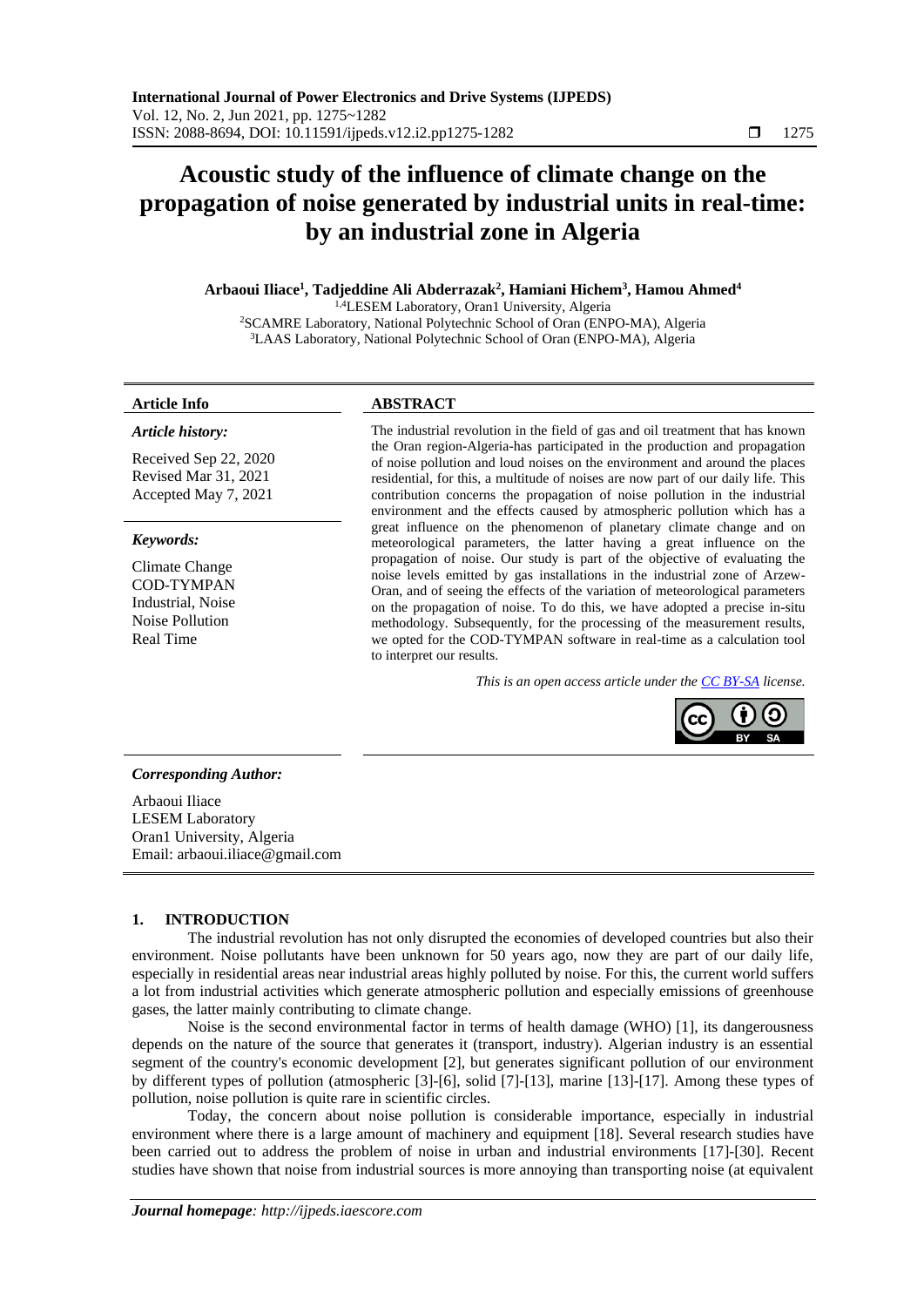# Acoustic study of the influence of climate change on the propagation of noise generated by industrial units in real-time: by an industrial zone in Algeria

**Arbaoui Iliace[1], Tadjeddine Ali Abderrazak[2], Hamiani Hichem[3], Hamou Ahmed[4]**

[1,4]LESEM Laboratory, Oran1 University, Algeria
[2]SCAMRE Laboratory, National Polytechnic School of Oran (ENPO-MA), Algeria
[3]LAAS Laboratory, National Polytechnic School of Oran (ENPO-MA), Algeria

**Article Info**

*Article history:*

Received Sep 22, 2020
Revised Mar 31, 2021
Accepted May 7, 2021

*Keywords:*

Climate Change
COD-TYMPAN
Industrial, Noise
Noise Pollution
Real Time

**ABSTRACT**

The industrial revolution in the field of gas and oil treatment that has known the Oran region-Algeria-has participated in the production and propagation of noise pollution and loud noises on the environment and around the places residential, for this, a multitude of noises are now part of our daily life. This contribution concerns the propagation of noise pollution in the industrial environment and the effects caused by atmospheric pollution which has a great influence on the phenomenon of planetary climate change and on meteorological parameters, the latter having a great influence on the propagation of noise. Our study is part of the objective of evaluating the noise levels emitted by gas installations in the industrial zone of Arzew-Oran, and of seeing the effects of the variation of meteorological parameters on the propagation of noise. To do this, we have adopted a precise in-situ methodology. Subsequently, for the processing of the measurement results, we opted for the COD-TYMPAN software in real-time as a calculation tool to interpret our results.

*This is an open access article under the CC BY-SA license.*

***Corresponding Author:***

Arbaoui Iliace
LESEM Laboratory
Oran1 University, Algeria
Email: arbaoui.iliace@gmail.com

## 1. INTRODUCTION

The industrial revolution has not only disrupted the economies of developed countries but also their environment. Noise pollutants have been unknown for 50 years ago, now they are part of our daily life, especially in residential areas near industrial areas highly polluted by noise. For this, the current world suffers a lot from industrial activities which generate atmospheric pollution and especially emissions of greenhouse gases, the latter mainly contributing to climate change.

Noise is the second environmental factor in terms of health damage (WHO) [1], its dangerousness depends on the nature of the source that generates it (transport, industry). Algerian industry is an essential segment of the country's economic development [2], but generates significant pollution of our environment by different types of pollution (atmospheric [3]-[6], solid [7]-[13], marine [13]-[17]. Among these types of pollution, noise pollution is quite rare in scientific circles.

Today, the concern about noise pollution is considerable importance, especially in industrial environment where there is a large amount of machinery and equipment [18]. Several research studies have been carried out to address the problem of noise in urban and industrial environments [17]-[30]. Recent studies have shown that noise from industrial sources is more annoying than transporting noise (at equivalent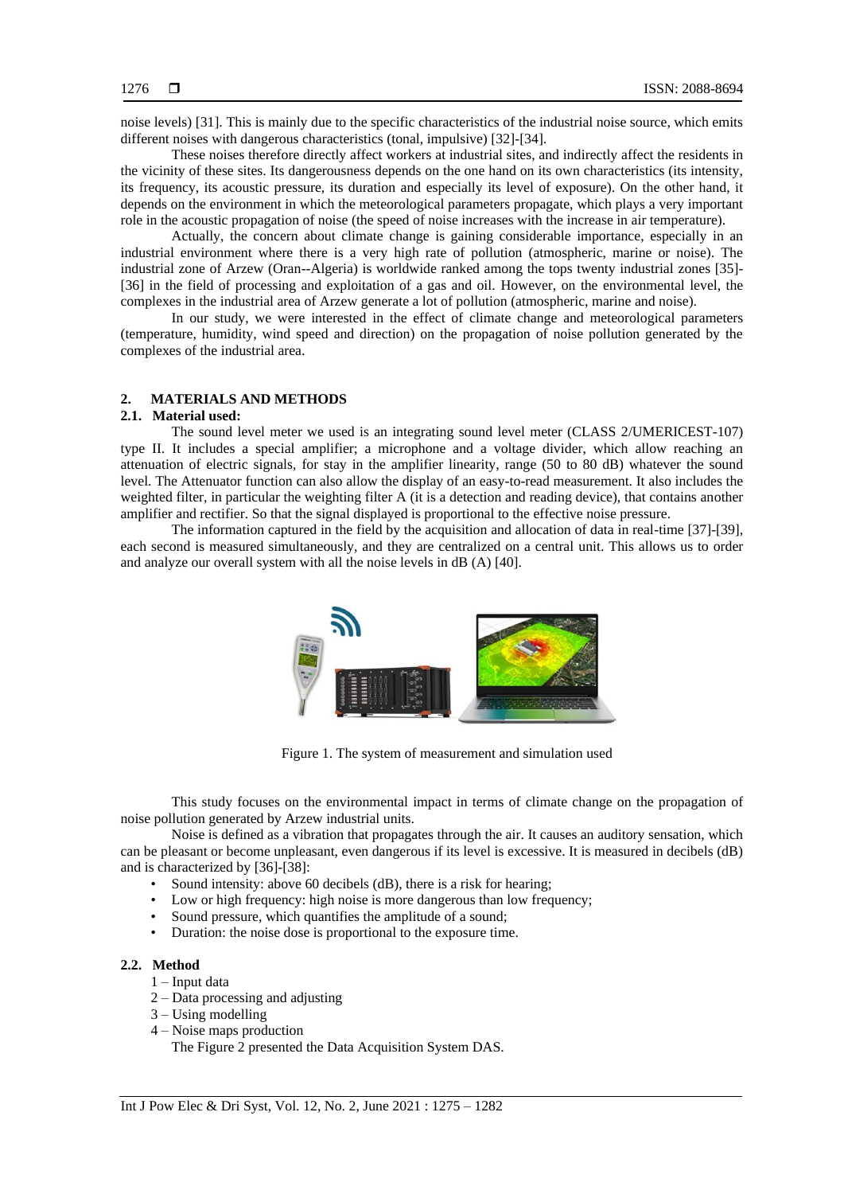noise levels) [31]. This is mainly due to the specific characteristics of the industrial noise source, which emits different noises with dangerous characteristics (tonal, impulsive) [32]-[34].

These noises therefore directly affect workers at industrial sites, and indirectly affect the residents in the vicinity of these sites. Its dangerousness depends on the one hand on its own characteristics (its intensity, its frequency, its acoustic pressure, its duration and especially its level of exposure). On the other hand, it depends on the environment in which the meteorological parameters propagate, which plays a very important role in the acoustic propagation of noise (the speed of noise increases with the increase in air temperature).

Actually, the concern about climate change is gaining considerable importance, especially in an industrial environment where there is a very high rate of pollution (atmospheric, marine or noise). The industrial zone of Arzew (Oran--Algeria) is worldwide ranked among the tops twenty industrial zones [35]-[36] in the field of processing and exploitation of a gas and oil. However, on the environmental level, the complexes in the industrial area of Arzew generate a lot of pollution (atmospheric, marine and noise).

In our study, we were interested in the effect of climate change and meteorological parameters (temperature, humidity, wind speed and direction) on the propagation of noise pollution generated by the complexes of the industrial area.

## 2. MATERIALS AND METHODS

### 2.1. Material used:

The sound level meter we used is an integrating sound level meter (CLASS 2/UMERICEST-107) type II. It includes a special amplifier; a microphone and a voltage divider, which allow reaching an attenuation of electric signals, for stay in the amplifier linearity, range (50 to 80 dB) whatever the sound level. The Attenuator function can also allow the display of an easy-to-read measurement. It also includes the weighted filter, in particular the weighting filter A (it is a detection and reading device), that contains another amplifier and rectifier. So that the signal displayed is proportional to the effective noise pressure.

The information captured in the field by the acquisition and allocation of data in real-time [37]-[39], each second is measured simultaneously, and they are centralized on a central unit. This allows us to order and analyze our overall system with all the noise levels in dB (A) [40].

Figure 1. The system of measurement and simulation used

This study focuses on the environmental impact in terms of climate change on the propagation of noise pollution generated by Arzew industrial units.

Noise is defined as a vibration that propagates through the air. It causes an auditory sensation, which can be pleasant or become unpleasant, even dangerous if its level is excessive. It is measured in decibels (dB) and is characterized by [36]-[38]:

- Sound intensity: above 60 decibels (dB), there is a risk for hearing;
- Low or high frequency: high noise is more dangerous than low frequency;
- Sound pressure, which quantifies the amplitude of a sound;
- Duration: the noise dose is proportional to the exposure time.

### 2.2. Method

1 – Input data
2 – Data processing and adjusting
3 – Using modelling
4 – Noise maps production

The Figure 2 presented the Data Acquisition System DAS.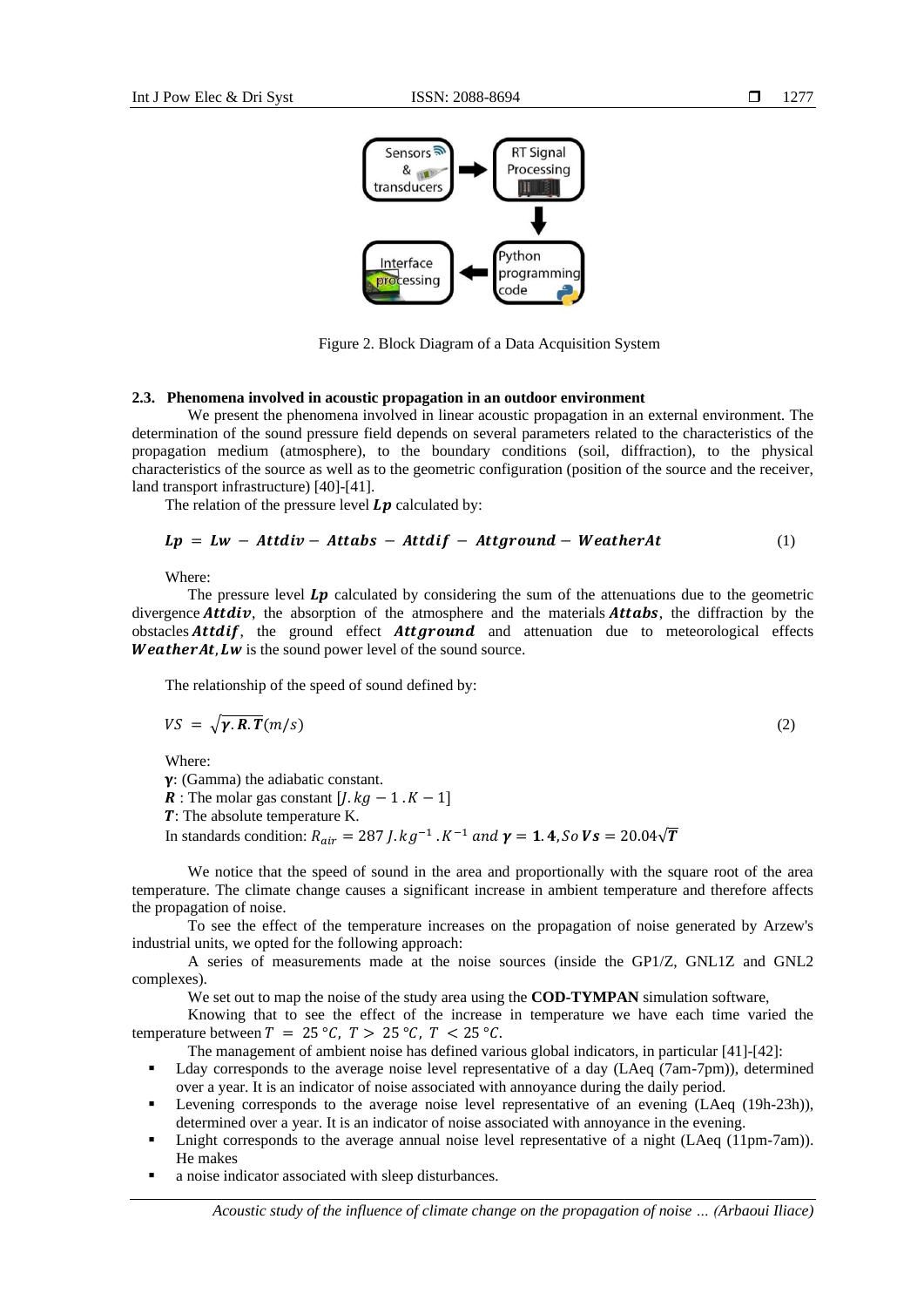Figure 2. Block Diagram of a Data Acquisition System

### 2.3. Phenomena involved in acoustic propagation in an outdoor environment

We present the phenomena involved in linear acoustic propagation in an external environment. The determination of the sound pressure field depends on several parameters related to the characteristics of the propagation medium (atmosphere), to the boundary conditions (soil, diffraction), to the physical characteristics of the source as well as to the geometric configuration (position of the source and the receiver, land transport infrastructure) [40]-[41].

The relation of the pressure level $\boldsymbol{Lp}$ calculated by:

$$\boldsymbol{Lp} = \boldsymbol{Lw} - \boldsymbol{Attdiv} - \boldsymbol{Attabs} - \boldsymbol{Attdif} - \boldsymbol{Attground} - \boldsymbol{WeatherAt} \tag{1}$$

Where:

The pressure level $\boldsymbol{Lp}$ calculated by considering the sum of the attenuations due to the geometric divergence $\boldsymbol{Attdiv}$, the absorption of the atmosphere and the materials $\boldsymbol{Attabs}$, the diffraction by the obstacles $\boldsymbol{Attdif}$, the ground effect $\boldsymbol{Attground}$ and attenuation due to meteorological effects $\boldsymbol{WeatherAt}$, $\boldsymbol{Lw}$ is the sound power level of the sound source.

The relationship of the speed of sound defined by:

$$VS = \sqrt{\boldsymbol{\gamma}.\boldsymbol{R}.\boldsymbol{T}}(m/s) \tag{2}$$

Where:

$\boldsymbol{\gamma}$: (Gamma) the adiabatic constant.

$\boldsymbol{R}$ : The molar gas constant $[J.kg - 1 .K - 1]$

$\boldsymbol{T}$: The absolute temperature K.

In standards condition: $R_{air} = 287\, J.kg^{-1}.K^{-1}$ *and* $\boldsymbol{\gamma} = \mathbf{1.4}$, *So* $\boldsymbol{Vs} = 20.04\sqrt{\boldsymbol{T}}$

We notice that the speed of sound in the area and proportionally with the square root of the area temperature. The climate change causes a significant increase in ambient temperature and therefore affects the propagation of noise.

To see the effect of the temperature increases on the propagation of noise generated by Arzew's industrial units, we opted for the following approach:

A series of measurements made at the noise sources (inside the GP1/Z, GNL1Z and GNL2 complexes).

We set out to map the noise of the study area using the **COD-TYMPAN** simulation software,

Knowing that to see the effect of the increase in temperature we have each time varied the temperature between $T = 25\,°C$, $T > 25\,°C$, $T < 25\,°C$.

The management of ambient noise has defined various global indicators, in particular [41]-[42]:

- Lday corresponds to the average noise level representative of a day (LAeq (7am-7pm)), determined over a year. It is an indicator of noise associated with annoyance during the daily period.
- Levening corresponds to the average noise level representative of an evening (LAeq (19h-23h)), determined over a year. It is an indicator of noise associated with annoyance in the evening.
- Lnight corresponds to the average annual noise level representative of a night (LAeq (11pm-7am)). He makes
- a noise indicator associated with sleep disturbances.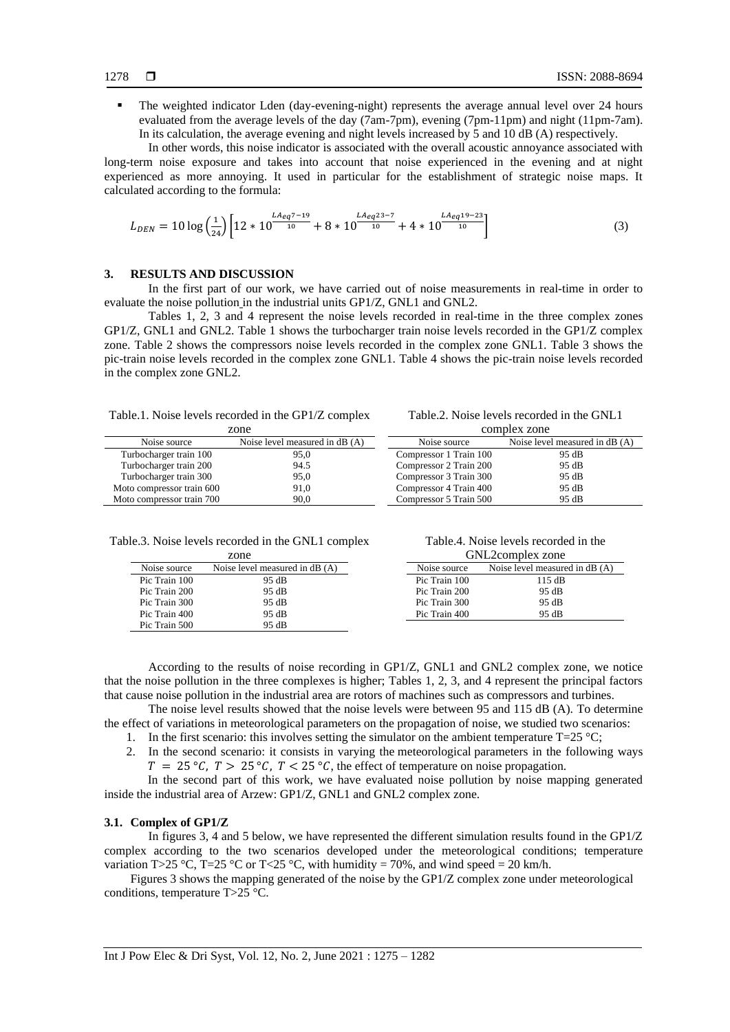- The weighted indicator Lden (day-evening-night) represents the average annual level over 24 hours evaluated from the average levels of the day (7am-7pm), evening (7pm-11pm) and night (11pm-7am). In its calculation, the average evening and night levels increased by 5 and 10 dB (A) respectively.

  In other words, this noise indicator is associated with the overall acoustic annoyance associated with long-term noise exposure and takes into account that noise experienced in the evening and at night experienced as more annoying. It used in particular for the establishment of strategic noise maps. It calculated according to the formula:

$$L_{DEN} = 10 \log\left(\frac{1}{24}\right)\left[12 * 10^{\frac{LA_{eq}7-19}{10}} + 8 * 10^{\frac{LA_{eq}23-7}{10}} + 4 * 10^{\frac{LA_{eq}19-23}{10}}\right] \quad (3)$$

## 3. RESULTS AND DISCUSSION

In the first part of our work, we have carried out of noise measurements in real-time in order to evaluate the noise pollution in the industrial units GP1/Z, GNL1 and GNL2.

Tables 1, 2, 3 and 4 represent the noise levels recorded in real-time in the three complex zones GP1/Z, GNL1 and GNL2. Table 1 shows the turbocharger train noise levels recorded in the GP1/Z complex zone. Table 2 shows the compressors noise levels recorded in the complex zone GNL1. Table 3 shows the pic-train noise levels recorded in the complex zone GNL1. Table 4 shows the pic-train noise levels recorded in the complex zone GNL2.

Table.1. Noise levels recorded in the GP1/Z complex zone

| Noise source | Noise level measured in dB (A) |
|---|---|
| Turbocharger train 100 | 95,0 |
| Turbocharger train 200 | 94.5 |
| Turbocharger train 300 | 95,0 |
| Moto compressor train 600 | 91,0 |
| Moto compressor train 700 | 90,0 |

Table.2. Noise levels recorded in the GNL1 complex zone

| Noise source | Noise level measured in dB (A) |
|---|---|
| Compressor 1 Train 100 | 95 dB |
| Compressor 2 Train 200 | 95 dB |
| Compressor 3 Train 300 | 95 dB |
| Compressor 4 Train 400 | 95 dB |
| Compressor 5 Train 500 | 95 dB |

Table.3. Noise levels recorded in the GNL1 complex zone

| Noise source | Noise level measured in dB (A) |
|---|---|
| Pic Train 100 | 95 dB |
| Pic Train 200 | 95 dB |
| Pic Train 300 | 95 dB |
| Pic Train 400 | 95 dB |
| Pic Train 500 | 95 dB |

Table.4. Noise levels recorded in the GNL2complex zone

| Noise source | Noise level measured in dB (A) |
|---|---|
| Pic Train 100 | 115 dB |
| Pic Train 200 | 95 dB |
| Pic Train 300 | 95 dB |
| Pic Train 400 | 95 dB |

According to the results of noise recording in GP1/Z, GNL1 and GNL2 complex zone, we notice that the noise pollution in the three complexes is higher; Tables 1, 2, 3, and 4 represent the principal factors that cause noise pollution in the industrial area are rotors of machines such as compressors and turbines.

The noise level results showed that the noise levels were between 95 and 115 dB (A). To determine the effect of variations in meteorological parameters on the propagation of noise, we studied two scenarios:

1. In the first scenario: this involves setting the simulator on the ambient temperature T=25 °C;
2. In the second scenario: it consists in varying the meteorological parameters in the following ways $T = 25\,°C,\ T > 25\,°C,\ T < 25\,°C$, the effect of temperature on noise propagation.

In the second part of this work, we have evaluated noise pollution by noise mapping generated inside the industrial area of Arzew: GP1/Z, GNL1 and GNL2 complex zone.

### 3.1. Complex of GP1/Z

In figures 3, 4 and 5 below, we have represented the different simulation results found in the GP1/Z complex according to the two scenarios developed under the meteorological conditions; temperature variation T>25 °C, T=25 °C or T<25 °C, with humidity = 70%, and wind speed = 20 km/h.

Figures 3 shows the mapping generated of the noise by the GP1/Z complex zone under meteorological conditions, temperature T>25 °C.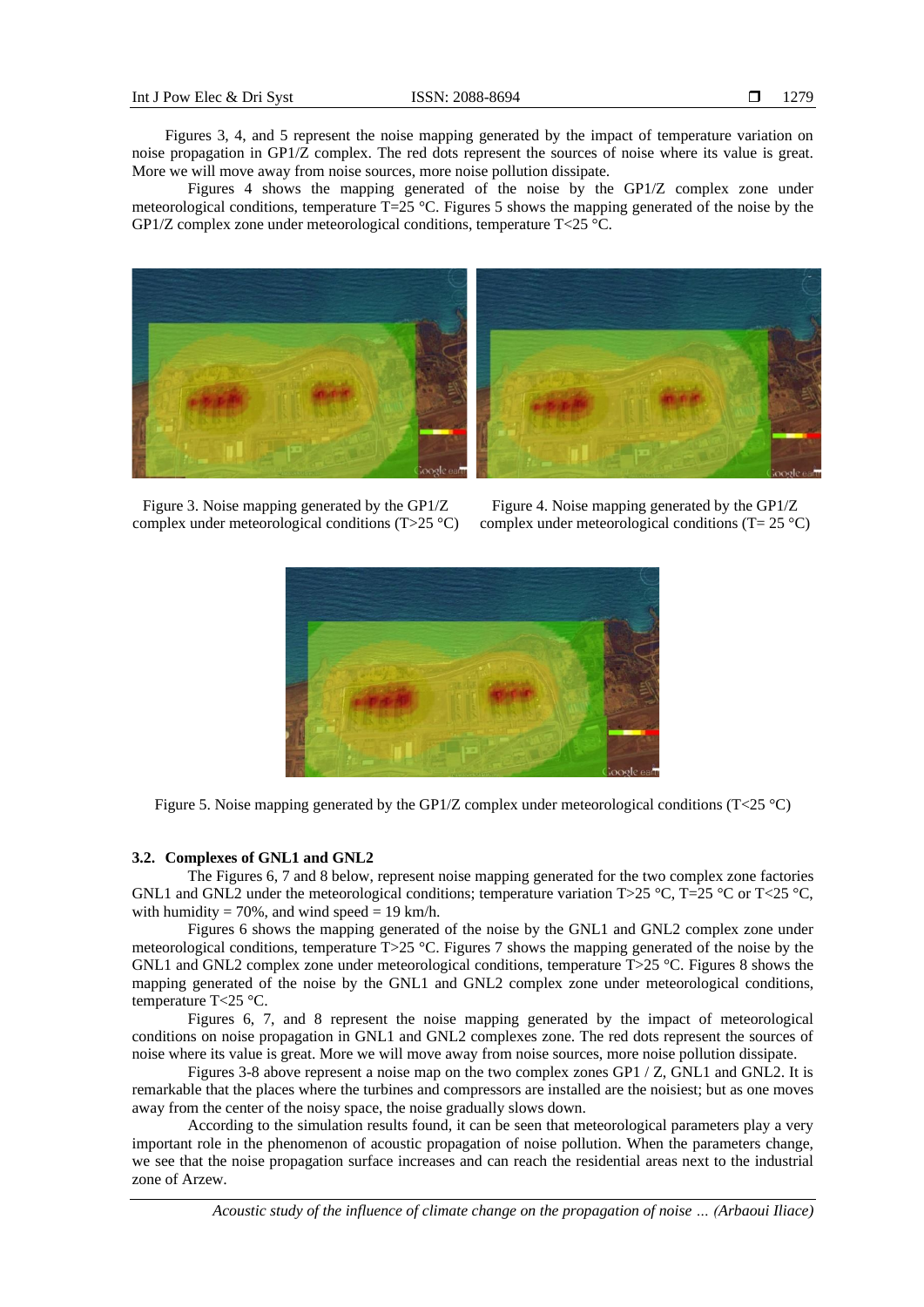Figures 3, 4, and 5 represent the noise mapping generated by the impact of temperature variation on noise propagation in GP1/Z complex. The red dots represent the sources of noise where its value is great. More we will move away from noise sources, more noise pollution dissipate.

Figures 4 shows the mapping generated of the noise by the GP1/Z complex zone under meteorological conditions, temperature T=25 °C. Figures 5 shows the mapping generated of the noise by the GP1/Z complex zone under meteorological conditions, temperature T<25 °C.

Figure 3. Noise mapping generated by the GP1/Z complex under meteorological conditions (T>25 °C)

Figure 4. Noise mapping generated by the GP1/Z complex under meteorological conditions (T= 25 °C)

Figure 5. Noise mapping generated by the GP1/Z complex under meteorological conditions (T<25 °C)

### 3.2. Complexes of GNL1 and GNL2

The Figures 6, 7 and 8 below, represent noise mapping generated for the two complex zone factories GNL1 and GNL2 under the meteorological conditions; temperature variation T>25 °C, T=25 °C or T<25 °C, with humidity = 70%, and wind speed = 19 km/h.

Figures 6 shows the mapping generated of the noise by the GNL1 and GNL2 complex zone under meteorological conditions, temperature T>25 °C. Figures 7 shows the mapping generated of the noise by the GNL1 and GNL2 complex zone under meteorological conditions, temperature T>25 °C. Figures 8 shows the mapping generated of the noise by the GNL1 and GNL2 complex zone under meteorological conditions, temperature T<25 °C.

Figures 6, 7, and 8 represent the noise mapping generated by the impact of meteorological conditions on noise propagation in GNL1 and GNL2 complexes zone. The red dots represent the sources of noise where its value is great. More we will move away from noise sources, more noise pollution dissipate.

Figures 3-8 above represent a noise map on the two complex zones GP1 / Z, GNL1 and GNL2. It is remarkable that the places where the turbines and compressors are installed are the noisiest; but as one moves away from the center of the noisy space, the noise gradually slows down.

According to the simulation results found, it can be seen that meteorological parameters play a very important role in the phenomenon of acoustic propagation of noise pollution. When the parameters change, we see that the noise propagation surface increases and can reach the residential areas next to the industrial zone of Arzew.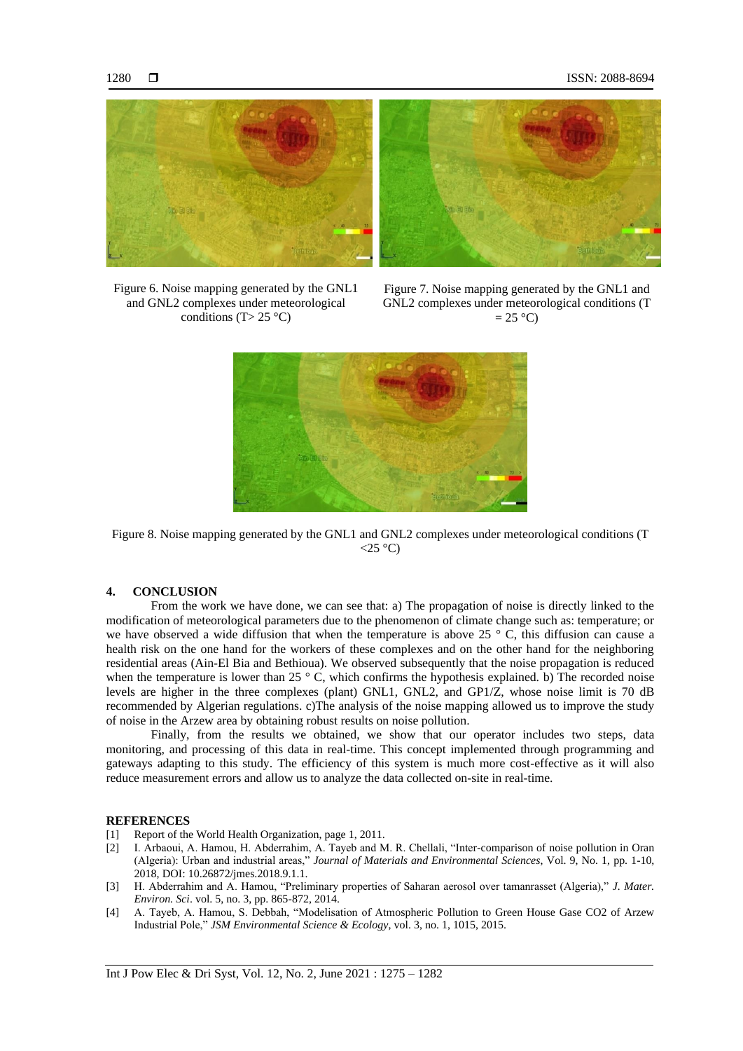Figure 6. Noise mapping generated by the GNL1 and GNL2 complexes under meteorological conditions (T> 25 °C)

Figure 7. Noise mapping generated by the GNL1 and GNL2 complexes under meteorological conditions (T = 25 °C)

Figure 8. Noise mapping generated by the GNL1 and GNL2 complexes under meteorological conditions (T <25 °C)

## 4. CONCLUSION

From the work we have done, we can see that: a) The propagation of noise is directly linked to the modification of meteorological parameters due to the phenomenon of climate change such as: temperature; or we have observed a wide diffusion that when the temperature is above 25 ° C, this diffusion can cause a health risk on the one hand for the workers of these complexes and on the other hand for the neighboring residential areas (Ain-El Bia and Bethioua). We observed subsequently that the noise propagation is reduced when the temperature is lower than 25 ° C, which confirms the hypothesis explained. b) The recorded noise levels are higher in the three complexes (plant) GNL1, GNL2, and GP1/Z, whose noise limit is 70 dB recommended by Algerian regulations. c)The analysis of the noise mapping allowed us to improve the study of noise in the Arzew area by obtaining robust results on noise pollution.

Finally, from the results we obtained, we show that our operator includes two steps, data monitoring, and processing of this data in real-time. This concept implemented through programming and gateways adapting to this study. The efficiency of this system is much more cost-effective as it will also reduce measurement errors and allow us to analyze the data collected on-site in real-time.

## REFERENCES

[1] Report of the World Health Organization, page 1, 2011.

[2] I. Arbaoui, A. Hamou, H. Abderrahim, A. Tayeb and M. R. Chellali, "Inter-comparison of noise pollution in Oran (Algeria): Urban and industrial areas," *Journal of Materials and Environmental Sciences*, Vol. 9, No. 1, pp. 1-10, 2018, DOI: 10.26872/jmes.2018.9.1.1.

[3] H. Abderrahim and A. Hamou, "Preliminary properties of Saharan aerosol over tamanrasset (Algeria)," *J. Mater. Environ. Sci*. vol. 5, no. 3, pp. 865-872, 2014.

[4] A. Tayeb, A. Hamou, S. Debbah, "Modelisation of Atmospheric Pollution to Green House Gase CO2 of Arzew Industrial Pole," *JSM Environmental Science & Ecology*, vol. 3, no. 1, 1015, 2015.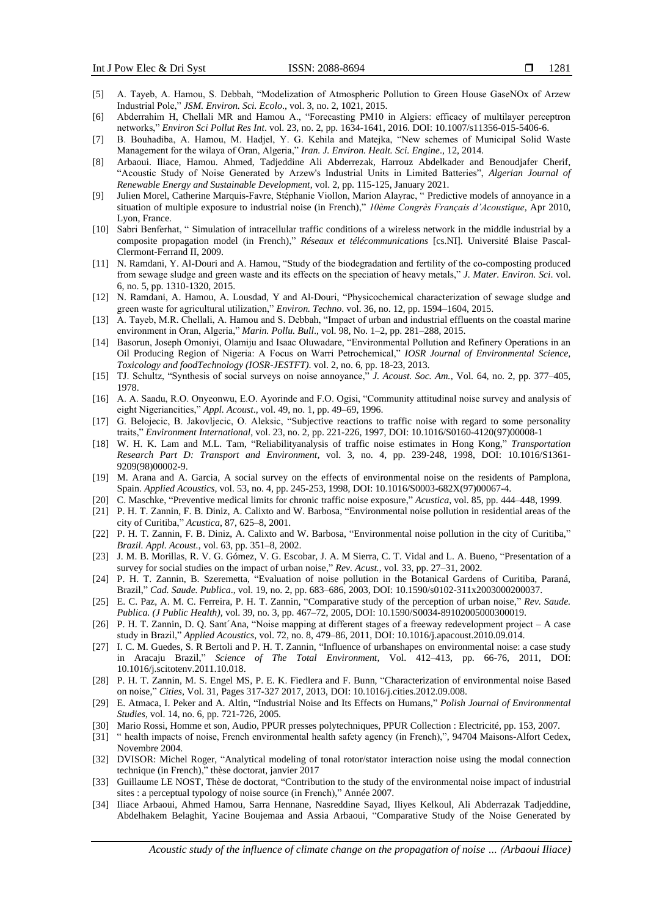[5] A. Tayeb, A. Hamou, S. Debbah, "Modelization of Atmospheric Pollution to Green House GaseNOx of Arzew Industrial Pole," *JSM. Environ. Sci. Ecolo*., vol. 3, no. 2, 1021, 2015.

[6] Abderrahim H, Chellali MR and Hamou A., "Forecasting PM10 in Algiers: efficacy of multilayer perceptron networks," *Environ Sci Pollut Res Int*. vol. 23, no. 2, pp. 1634-1641, 2016. DOI: 10.1007/s11356-015-5406-6.

[7] B. Bouhadiba, A. Hamou, M. Hadjel, Y. G. Kehila and Matejka, "New schemes of Municipal Solid Waste Management for the wilaya of Oran, Algeria," *Iran. J. Environ. Healt. Sci. Engine*., 12, 2014.

[8] Arbaoui. Iliace, Hamou. Ahmed, Tadjeddine Ali Abderrezak, Harrouz Abdelkader and Benoudjafer Cherif, "Acoustic Study of Noise Generated by Arzew's Industrial Units in Limited Batteries", *Algerian Journal of Renewable Energy and Sustainable Development*, vol. 2, pp. 115-125, January 2021.

[9] Julien Morel, Catherine Marquis-Favre, Stéphanie Viollon, Marion Alayrac, " Predictive models of annoyance in a situation of multiple exposure to industrial noise (in French)," *10ème Congrès Français d'Acoustique*, Apr 2010, Lyon, France.

[10] Sabri Benferhat, " Simulation of intracellular traffic conditions of a wireless network in the middle industrial by a composite propagation model (in French)," *Réseaux et télécommunications* [cs.NI]. Université Blaise Pascal-Clermont-Ferrand II, 2009.

[11] N. Ramdani, Y. Al-Douri and A. Hamou, "Study of the biodegradation and fertility of the co-composting produced from sewage sludge and green waste and its effects on the speciation of heavy metals," *J. Mater. Environ. Sci*. vol. 6, no. 5, pp. 1310-1320, 2015.

[12] N. Ramdani, A. Hamou, A. Lousdad, Y and Al-Douri, "Physicochemical characterization of sewage sludge and green waste for agricultural utilization," *Environ. Techno*. vol. 36, no. 12, pp. 1594–1604, 2015.

[13] A. Tayeb, M.R. Chellali, A. Hamou and S. Debbah, "Impact of urban and industrial effluents on the coastal marine environment in Oran, Algeria," *Marin. Pollu. Bull*., vol. 98, No. 1–2, pp. 281–288, 2015.

[14] Basorun, Joseph Omoniyi, Olamiju and Isaac Oluwadare, "Environmental Pollution and Refinery Operations in an Oil Producing Region of Nigeria: A Focus on Warri Petrochemical," *IOSR Journal of Environmental Science, Toxicology and foodTechnology (IOSR-JESTFT)*. vol. 2, no. 6, pp. 18-23, 2013.

[15] TJ. Schultz, "Synthesis of social surveys on noise annoyance," *J. Acoust. Soc. Am.*, Vol. 64, no. 2, pp. 377–405, 1978.

[16] A. A. Saadu, R.O. Onyeonwu, E.O. Ayorinde and F.O. Ogisi, "Community attitudinal noise survey and analysis of eight Nigeriancities," *Appl. Acoust*., vol. 49, no. 1, pp. 49–69, 1996.

[17] G. Belojecic, B. Jakovljecic, O. Aleksic, "Subjective reactions to traffic noise with regard to some personality traits," *Environment International*, vol. 23, no. 2, pp. 221-226, 1997, DOI: 10.1016/S0160-4120(97)00008-1

[18] W. H. K. Lam and M.L. Tam, "Reliabilityanalysis of traffic noise estimates in Hong Kong," *Transportation Research Part D: Transport and Environment*, vol. 3, no. 4, pp. 239-248, 1998, DOI: 10.1016/S1361-9209(98)00002-9.

[19] M. Arana and A. Garcia, A social survey on the effects of environmental noise on the residents of Pamplona, Spain. *Applied Acoustics*, vol. 53, no. 4, pp. 245-253, 1998, DOI: 10.1016/S0003-682X(97)00067-4.

[20] C. Maschke, "Preventive medical limits for chronic traffic noise exposure," *Acustica*, vol. 85, pp. 444–448, 1999.

[21] P. H. T. Zannin, F. B. Diniz, A. Calixto and W. Barbosa, "Environmental noise pollution in residential areas of the city of Curitiba," *Acustica*, 87, 625–8, 2001.

[22] P. H. T. Zannin, F. B. Diniz, A. Calixto and W. Barbosa, "Environmental noise pollution in the city of Curitiba," *Brazil. Appl. Acoust.*, vol. 63, pp. 351–8, 2002.

[23] J. M. B. Morillas, R. V. G. Gómez, V. G. Escobar, J. A. M Sierra, C. T. Vidal and L. A. Bueno, "Presentation of a survey for social studies on the impact of urban noise," *Rev. Acust.*, vol. 33, pp. 27–31, 2002.

[24] P. H. T. Zannin, B. Szeremetta, "Evaluation of noise pollution in the Botanical Gardens of Curitiba, Paraná, Brazil," *Cad. Saude. Publica*., vol. 19, no. 2, pp. 683–686, 2003, DOI: 10.1590/s0102-311x2003000200037.

[25] E. C. Paz, A. M. C. Ferreira, P. H. T. Zannin, "Comparative study of the perception of urban noise," *Rev. Saude. Publica. (J Public Health)*, vol. 39, no. 3, pp. 467–72, 2005, DOI: 10.1590/S0034-89102005000300019.

[26] P. H. T. Zannin, D. Q. Sant´Ana, "Noise mapping at different stages of a freeway redevelopment project – A case study in Brazil," *Applied Acoustics*, vol. 72, no. 8, 479–86, 2011, DOI: 10.1016/j.apacoust.2010.09.014.

[27] I. C. M. Guedes, S. R Bertoli and P. H. T. Zannin, "Influence of urbanshapes on environmental noise: a case study in Aracaju Brazil," *Science of The Total Environment*, Vol. 412–413, pp. 66-76, 2011, DOI: 10.1016/j.scitotenv.2011.10.018.

[28] P. H. T. Zannin, M. S. Engel MS, P. E. K. Fiedlera and F. Bunn, "Characterization of environmental noise Based on noise," *Cities*, Vol. 31, Pages 317-327 2017, 2013, DOI: 10.1016/j.cities.2012.09.008.

[29] E. Atmaca, I. Peker and A. Altin, "Industrial Noise and Its Effects on Humans," *Polish Journal of Environmental Studies*, vol. 14, no. 6, pp. 721-726, 2005.

[30] Mario Rossi, Homme et son, Audio, PPUR presses polytechniques, PPUR Collection : Electricité, pp. 153, 2007.

[31] " health impacts of noise, French environmental health safety agency (in French),", 94704 Maisons-Alfort Cedex, Novembre 2004.

[32] DVISOR: Michel Roger, "Analytical modeling of tonal rotor/stator interaction noise using the modal connection technique (in French)," thèse doctorat, janvier 2017

[33] Guillaume LE NOST, Thèse de doctorat, "Contribution to the study of the environmental noise impact of industrial sites : a perceptual typology of noise source (in French)," Année 2007.

[34] Iliace Arbaoui, Ahmed Hamou, Sarra Hennane, Nasreddine Sayad, Iliyes Kelkoul, Ali Abderrazak Tadjeddine, Abdelhakem Belaghit, Yacine Boujemaa and Assia Arbaoui, "Comparative Study of the Noise Generated by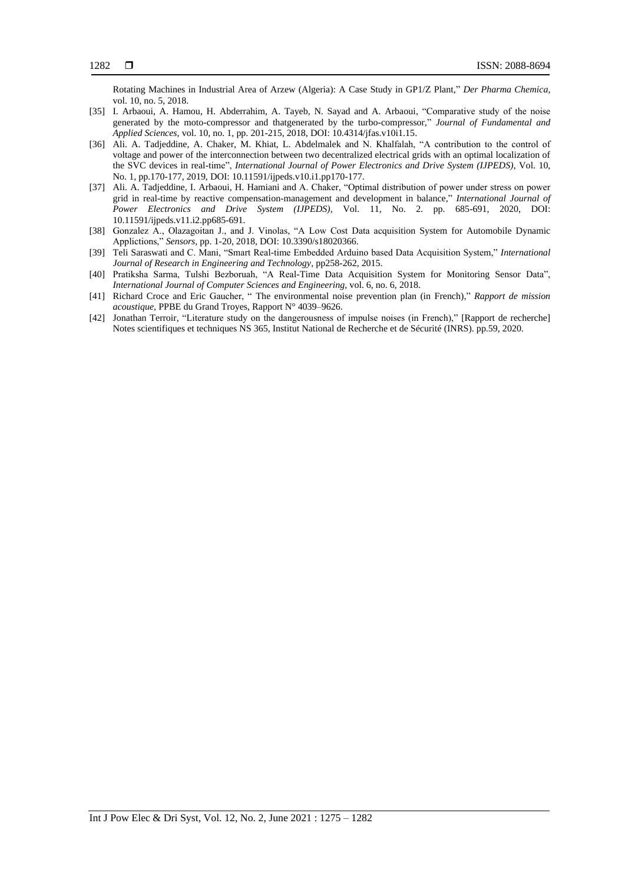Rotating Machines in Industrial Area of Arzew (Algeria): A Case Study in GP1/Z Plant," *Der Pharma Chemica,* vol. 10, no. 5, 2018.

[35] I. Arbaoui, A. Hamou, H. Abderrahim, A. Tayeb, N. Sayad and A. Arbaoui, "Comparative study of the noise generated by the moto-compressor and thatgenerated by the turbo-compressor," *Journal of Fundamental and Applied Sciences*, vol. 10, no. 1, pp. 201-215, 2018, DOI: 10.4314/jfas.v10i1.15.

[36] Ali. A. Tadjeddine, A. Chaker, M. Khiat, L. Abdelmalek and N. Khalfalah, "A contribution to the control of voltage and power of the interconnection between two decentralized electrical grids with an optimal localization of the SVC devices in real-time", *International Journal of Power Electronics and Drive System (IJPEDS),* Vol. 10, No. 1, pp.170-177, 2019, DOI: 10.11591/ijpeds.v10.i1.pp170-177.

[37] Ali. A. Tadjeddine, I. Arbaoui, H. Hamiani and A. Chaker, "Optimal distribution of power under stress on power grid in real-time by reactive compensation-management and development in balance," *International Journal of Power Electronics and Drive System (IJPEDS),* Vol. 11, No. 2. pp. 685-691, 2020, DOI: 10.11591/ijpeds.v11.i2.pp685-691.

[38] Gonzalez A., Olazagoitan J., and J. Vinolas, "A Low Cost Data acquisition System for Automobile Dynamic Applictions," *Sensors*, pp. 1-20, 2018, DOI: 10.3390/s18020366.

[39] Teli Saraswati and C. Mani, "Smart Real-time Embedded Arduino based Data Acquisition System," *International Journal of Research in Engineering and Technology*, pp258-262, 2015.

[40] Pratiksha Sarma, Tulshi Bezboruah, "A Real-Time Data Acquisition System for Monitoring Sensor Data", *International Journal of Computer Sciences and Engineering*, vol. 6, no. 6, 2018.

[41] Richard Croce and Eric Gaucher, " The environmental noise prevention plan (in French)," *Rapport de mission acoustique*, PPBE du Grand Troyes, Rapport N° 4039–9626.

[42] Jonathan Terroir, "Literature study on the dangerousness of impulse noises (in French)," [Rapport de recherche] Notes scientifiques et techniques NS 365, Institut National de Recherche et de Sécurité (INRS). pp.59, 2020.